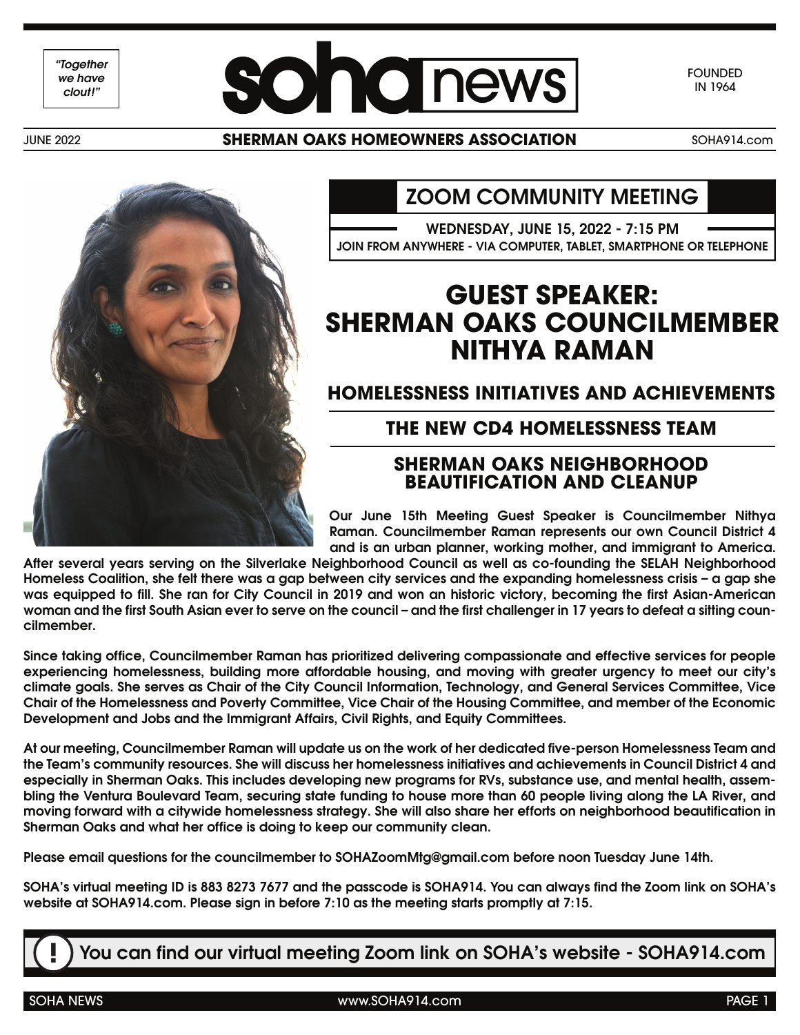*"Together we have clout!"*

# soha news

FOUNDED IN 1964

JUNE 2022 **SHERMAN OAKS HOMEOWNERS ASSOCIATION** SOHA914.com

## ZOOM COMMUNITY MEETING

**WEDNESDAY, JUNE 15, 2022 - 7:15 PM**

**JOIN FROM ANYWHERE - VIA COMPUTER, TABLET, SMARTPHONE OR TELEPHONE**

# GUEST SPEAKER: SHERMAN OAKS COUNCILMEMBER NITHYA RAMAN

### HOMELESSNESS INITIATIVES AND ACHIEVEMENTS

### THE NEW CD4 HOMELESSNESS TEAM

### SHERMAN OAKS NEIGHBORHOOD BEAUTIFICATION AND CLEANUP

**Our June 15th Meeting Guest Speaker is Councilmember Nithya Raman. Councilmember Raman represents our own Council District 4 and is an urban planner, working mother, and immigrant to America. After several years serving on the Silverlake Neighborhood Council as well as co-founding the SELAH Neighborhood Homeless Coalition, she felt there was a gap between city services and the expanding homelessness crisis – a gap she was equipped to fill. She ran for City Council in 2019 and won an historic victory, becoming the first Asian-American woman and the first South Asian ever to serve on the council – and the first challenger in 17 years to defeat a sitting councilmember.**

**Since taking office, Councilmember Raman has prioritized delivering compassionate and effective services for people experiencing homelessness, building more affordable housing, and moving with greater urgency to meet our city's climate goals. She serves as Chair of the City Council Information, Technology, and General Services Committee, Vice Chair of the Homelessness and Poverty Committee, Vice Chair of the Housing Committee, and member of the Economic Development and Jobs and the Immigrant Affairs, Civil Rights, and Equity Committees.**

**At our meeting, Councilmember Raman will update us on the work of her dedicated five-person Homelessness Team and the Team's community resources. She will discuss her homelessness initiatives and achievements in Council District 4 and especially in Sherman Oaks. This includes developing new programs for RVs, substance use, and mental health, assembling the Ventura Boulevard Team, securing state funding to house more than 60 people living along the LA River, and moving forward with a citywide homelessness strategy. She will also share her efforts on neighborhood beautification in Sherman Oaks and what her office is doing to keep our community clean.**

**Please email questions for the councilmember to SOHAZoomMtg@gmail.com before noon Tuesday June 14th.**

**SOHA's virtual meeting ID is 883 8273 7677 and the passcode is SOHA914. You can always find the Zoom link on SOHA's website at SOHA914.com. Please sign in before 7:10 as the meeting starts promptly at 7:15.**

**! You can find our virtual meeting Zoom link on SOHA's website - SOHA914.com**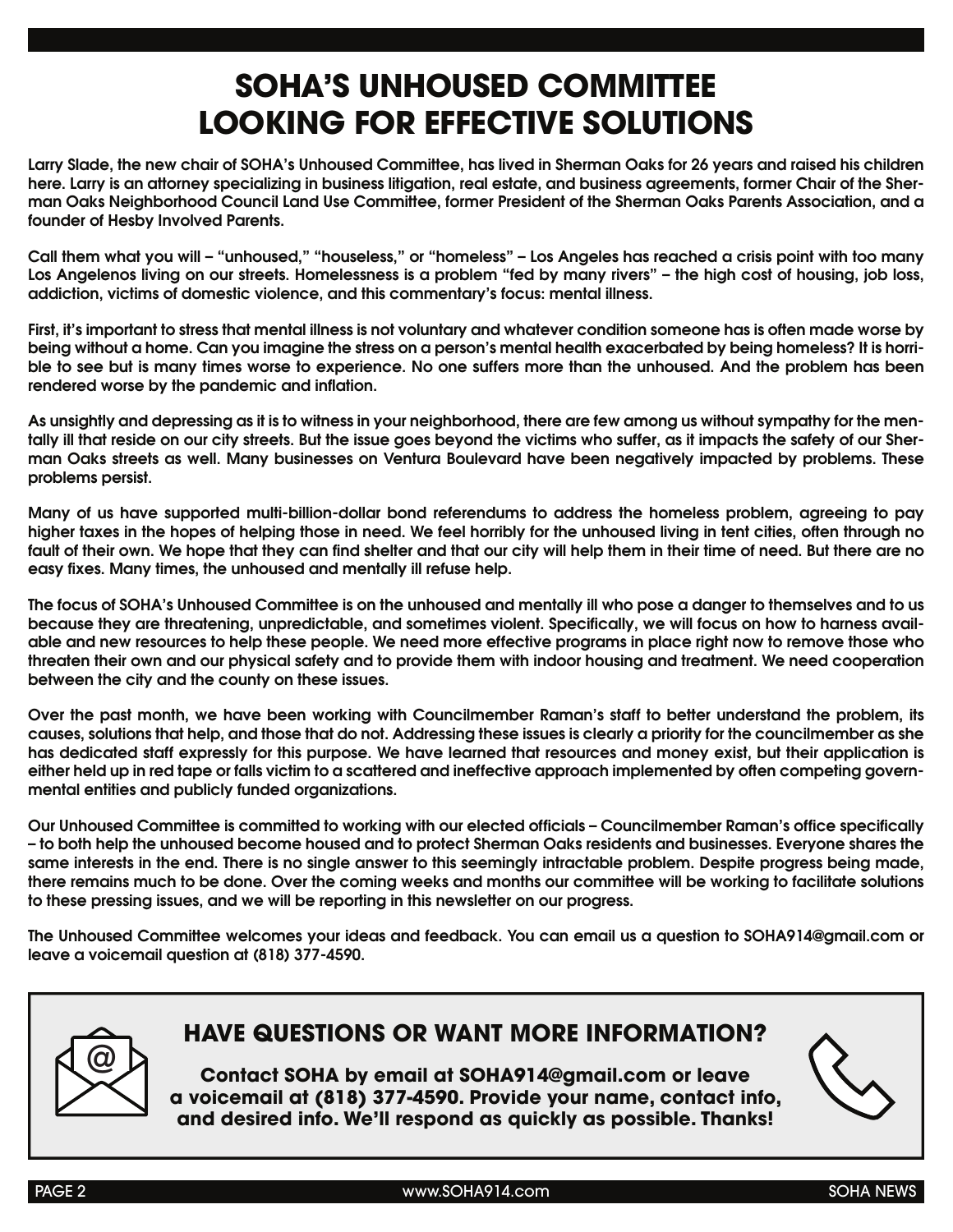# SOHA'S UNHOUSED COMMITTEE LOOKING FOR EFFECTIVE SOLUTIONS

**Larry Slade, the new chair of SOHA's Unhoused Committee, has lived in Sherman Oaks for 26 years and raised his children here. Larry is an attorney specializing in business litigation, real estate, and business agreements, former Chair of the Sherman Oaks Neighborhood Council Land Use Committee, former President of the Sherman Oaks Parents Association, and a founder of Hesby Involved Parents.**

**Call them what you will – "unhoused," "houseless," or "homeless" – Los Angeles has reached a crisis point with too many Los Angelenos living on our streets. Homelessness is a problem "fed by many rivers" – the high cost of housing, job loss, addiction, victims of domestic violence, and this commentary's focus: mental illness.**

**First, it's important to stress that mental illness is not voluntary and whatever condition someone has is often made worse by being without a home. Can you imagine the stress on a person's mental health exacerbated by being homeless? It is horrible to see but is many times worse to experience. No one suffers more than the unhoused. And the problem has been rendered worse by the pandemic and inflation.**

**As unsightly and depressing as it is to witness in your neighborhood, there are few among us without sympathy for the mentally ill that reside on our city streets. But the issue goes beyond the victims who suffer, as it impacts the safety of our Sherman Oaks streets as well. Many businesses on Ventura Boulevard have been negatively impacted by problems. These problems persist.**

**Many of us have supported multi-billion-dollar bond referendums to address the homeless problem, agreeing to pay higher taxes in the hopes of helping those in need. We feel horribly for the unhoused living in tent cities, often through no fault of their own. We hope that they can find shelter and that our city will help them in their time of need. But there are no easy fixes. Many times, the unhoused and mentally ill refuse help.**

**The focus of SOHA's Unhoused Committee is on the unhoused and mentally ill who pose a danger to themselves and to us because they are threatening, unpredictable, and sometimes violent. Specifically, we will focus on how to harness available and new resources to help these people. We need more effective programs in place right now to remove those who threaten their own and our physical safety and to provide them with indoor housing and treatment. We need cooperation between the city and the county on these issues.**

**Over the past month, we have been working with Councilmember Raman's staff to better understand the problem, its causes, solutions that help, and those that do not. Addressing these issues is clearly a priority for the councilmember as she has dedicated staff expressly for this purpose. We have learned that resources and money exist, but their application is either held up in red tape or falls victim to a scattered and ineffective approach implemented by often competing governmental entities and publicly funded organizations.**

**Our Unhoused Committee is committed to working with our elected officials – Councilmember Raman's office specifically – to both help the unhoused become housed and to protect Sherman Oaks residents and businesses. Everyone shares the same interests in the end. There is no single answer to this seemingly intractable problem. Despite progress being made, there remains much to be done. Over the coming weeks and months our committee will be working to facilitate solutions to these pressing issues, and we will be reporting in this newsletter on our progress.**

**The Unhoused Committee welcomes your ideas and feedback. You can email us a question to SOHA914@gmail.com or leave a voicemail question at (818) 377-4590.**

## HAVE QUESTIONS OR WANT MORE INFORMATION?

**Contact SOHA by email at SOHA914@gmail.com or leave a voicemail at (818) 377-4590. Provide your name, contact info, and desired info. We'll respond as quickly as possible. Thanks!**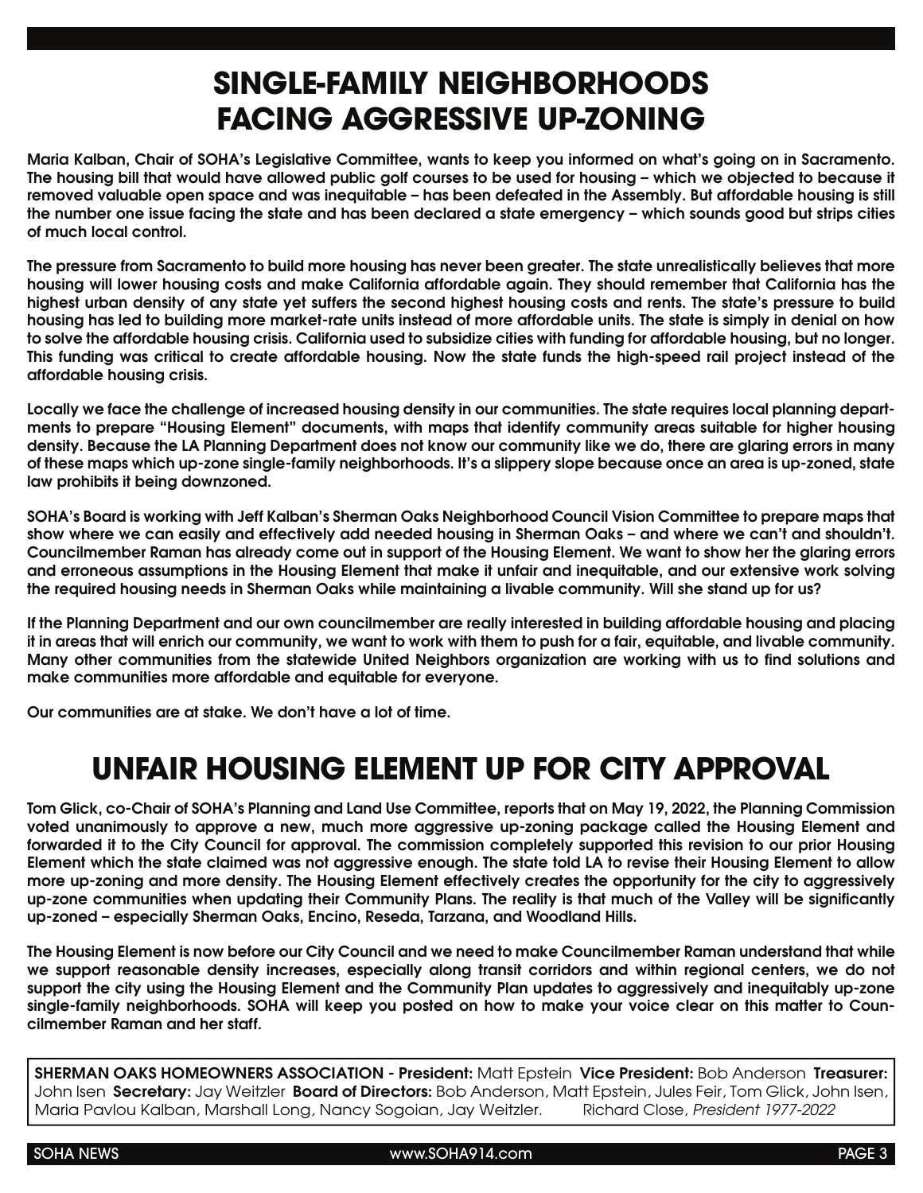# SINGLE-FAMILY NEIGHBORHOODS FACING AGGRESSIVE UP-ZONING

**Maria Kalban, Chair of SOHA's Legislative Committee, wants to keep you informed on what's going on in Sacramento. The housing bill that would have allowed public golf courses to be used for housing – which we objected to because it removed valuable open space and was inequitable – has been defeated in the Assembly. But affordable housing is still the number one issue facing the state and has been declared a state emergency – which sounds good but strips cities of much local control.**

**The pressure from Sacramento to build more housing has never been greater. The state unrealistically believes that more housing will lower housing costs and make California affordable again. They should remember that California has the highest urban density of any state yet suffers the second highest housing costs and rents. The state's pressure to build housing has led to building more market-rate units instead of more affordable units. The state is simply in denial on how to solve the affordable housing crisis. California used to subsidize cities with funding for affordable housing, but no longer. This funding was critical to create affordable housing. Now the state funds the high-speed rail project instead of the affordable housing crisis.**

**Locally we face the challenge of increased housing density in our communities. The state requires local planning departments to prepare "Housing Element" documents, with maps that identify community areas suitable for higher housing density. Because the LA Planning Department does not know our community like we do, there are glaring errors in many of these maps which up-zone single-family neighborhoods. It's a slippery slope because once an area is up-zoned, state law prohibits it being downzoned.**

**SOHA's Board is working with Jeff Kalban's Sherman Oaks Neighborhood Council Vision Committee to prepare maps that show where we can easily and effectively add needed housing in Sherman Oaks – and where we can't and shouldn't. Councilmember Raman has already come out in support of the Housing Element. We want to show her the glaring errors and erroneous assumptions in the Housing Element that make it unfair and inequitable, and our extensive work solving the required housing needs in Sherman Oaks while maintaining a livable community. Will she stand up for us?**

**If the Planning Department and our own councilmember are really interested in building affordable housing and placing it in areas that will enrich our community, we want to work with them to push for a fair, equitable, and livable community. Many other communities from the statewide United Neighbors organization are working with us to find solutions and make communities more affordable and equitable for everyone.**

**Our communities are at stake. We don't have a lot of time.**

# UNFAIR HOUSING ELEMENT UP FOR CITY APPROVAL

**Tom Glick, co-Chair of SOHA's Planning and Land Use Committee, reports that on May 19, 2022, the Planning Commission voted unanimously to approve a new, much more aggressive up-zoning package called the Housing Element and forwarded it to the City Council for approval. The commission completely supported this revision to our prior Housing Element which the state claimed was not aggressive enough. The state told LA to revise their Housing Element to allow more up-zoning and more density. The Housing Element effectively creates the opportunity for the city to aggressively up-zone communities when updating their Community Plans. The reality is that much of the Valley will be significantly up-zoned – especially Sherman Oaks, Encino, Reseda, Tarzana, and Woodland Hills.**

**The Housing Element is now before our City Council and we need to make Councilmember Raman understand that while we support reasonable density increases, especially along transit corridors and within regional centers, we do not support the city using the Housing Element and the Community Plan updates to aggressively and inequitably up-zone single-family neighborhoods. SOHA will keep you posted on how to make your voice clear on this matter to Councilmember Raman and her staff.**

**SHERMAN OAKS HOMEOWNERS ASSOCIATION - President:** Matt Epstein **Vice President:** Bob Anderson **Treasurer:** John Isen **Secretary:** Jay Weitzler **Board of Directors:** Bob Anderson, Matt Epstein, Jules Feir, Tom Glick, John Isen, Maria Pavlou Kalban, Marshall Long, Nancy Sogoian, Jay Weitzler. Richard Close, *President 1977-2022*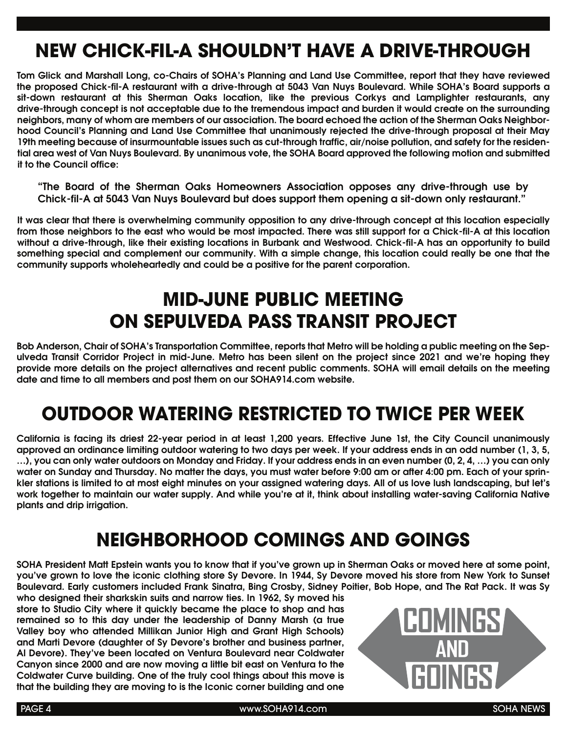## NEW CHICK-FIL-A SHOULDN'T HAVE A DRIVE-THROUGH

**Tom Glick and Marshall Long, co-Chairs of SOHA's Planning and Land Use Committee, report that they have reviewed the proposed Chick-fil-A restaurant with a drive-through at 5043 Van Nuys Boulevard. While SOHA's Board supports a sit-down restaurant at this Sherman Oaks location, like the previous Corkys and Lamplighter restaurants, any drive-through concept is not acceptable due to the tremendous impact and burden it would create on the surrounding neighbors, many of whom are members of our association. The board echoed the action of the Sherman Oaks Neighborhood Council's Planning and Land Use Committee that unanimously rejected the drive-through proposal at their May 19th meeting because of insurmountable issues such as cut-through traffic, air/noise pollution, and safety for the residential area west of Van Nuys Boulevard. By unanimous vote, the SOHA Board approved the following motion and submitted it to the Council office:**

> "The Board of the Sherman Oaks Homeowners Association opposes any drive-through use by Chick-fil-A at 5043 Van Nuys Boulevard but does support them opening a sit-down only restaurant."

**It was clear that there is overwhelming community opposition to any drive-through concept at this location especially from those neighbors to the east who would be most impacted. There was still support for a Chick-fil-A at this location without a drive-through, like their existing locations in Burbank and Westwood. Chick-fil-A has an opportunity to build something special and complement our community. With a simple change, this location could really be one that the community supports wholeheartedly and could be a positive for the parent corporation.**

## MID-JUNE PUBLIC MEETING ON SEPULVEDA PASS TRANSIT PROJECT

**Bob Anderson, Chair of SOHA's Transportation Committee, reports that Metro will be holding a public meeting on the Sepulveda Transit Corridor Project in mid-June. Metro has been silent on the project since 2021 and we're hoping they provide more details on the project alternatives and recent public comments. SOHA will email details on the meeting date and time to all members and post them on our SOHA914.com website.**

## OUTDOOR WATERING RESTRICTED TO TWICE PER WEEK

**California is facing its driest 22-year period in at least 1,200 years. Effective June 1st, the City Council unanimously approved an ordinance limiting outdoor watering to two days per week. If your address ends in an odd number (1, 3, 5, …), you can only water outdoors on Monday and Friday. If your address ends in an even number (0, 2, 4, …) you can only water on Sunday and Thursday. No matter the days, you must water before 9:00 am or after 4:00 pm. Each of your sprinkler stations is limited to at most eight minutes on your assigned watering days. All of us love lush landscaping, but let's work together to maintain our water supply. And while you're at it, think about installing water-saving California Native plants and drip irrigation.**

## NEIGHBORHOOD COMINGS AND GOINGS

**SOHA President Matt Epstein wants you to know that if you've grown up in Sherman Oaks or moved here at some point, you've grown to love the iconic clothing store Sy Devore. In 1944, Sy Devore moved his store from New York to Sunset Boulevard. Early customers included Frank Sinatra, Bing Crosby, Sidney Poitier, Bob Hope, and The Rat Pack. It was Sy who designed their sharkskin suits and narrow ties. In 1962, Sy moved his store to Studio City where it quickly became the place to shop and has remained so to this day under the leadership of Danny Marsh (a true Valley boy who attended Millikan Junior High and Grant High Schools) and Marti Devore (daughter of Sy Devore's brother and business partner, Al Devore). They've been located on Ventura Boulevard near Coldwater Canyon since 2000 and are now moving a little bit east on Ventura to the Coldwater Curve building. One of the truly cool things about this move is that the building they are moving to is the Iconic corner building and one**

COMINGS AND GOINGS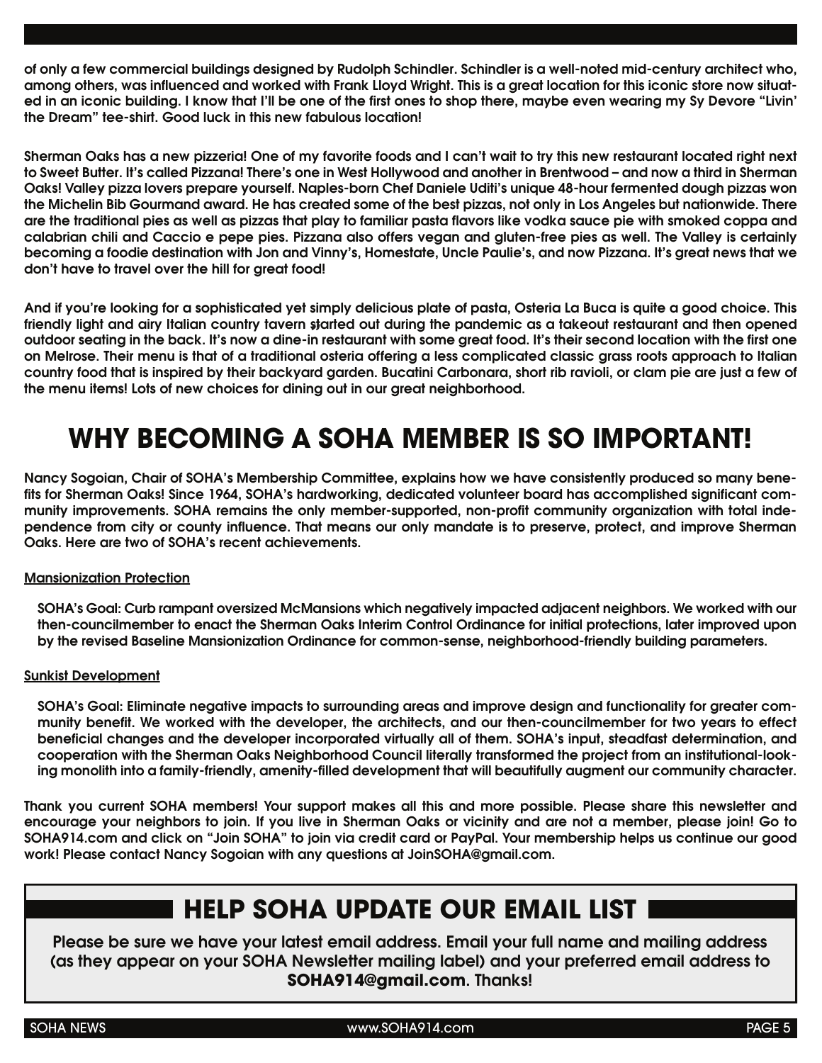of only a few commercial buildings designed by Rudolph Schindler. Schindler is a well-noted mid-century architect who, among others, was influenced and worked with Frank Lloyd Wright. This is a great location for this iconic store now situated in an iconic building. I know that I'll be one of the first ones to shop there, maybe even wearing my Sy Devore "Livin' the Dream" tee-shirt. Good luck in this new fabulous location!

Sherman Oaks has a new pizzeria! One of my favorite foods and I can't wait to try this new restaurant located right next to Sweet Butter. It's called Pizzana! There's one in West Hollywood and another in Brentwood – and now a third in Sherman Oaks! Valley pizza lovers prepare yourself. Naples-born Chef Daniele Uditi's unique 48-hour fermented dough pizzas won the Michelin Bib Gourmand award. He has created some of the best pizzas, not only in Los Angeles but nationwide. There are the traditional pies as well as pizzas that play to familiar pasta flavors like vodka sauce pie with smoked coppa and calabrian chili and Caccio e pepe pies. Pizzana also offers vegan and gluten-free pies as well. The Valley is certainly becoming a foodie destination with Jon and Vinny's, Homestate, Uncle Paulie's, and now Pizzana. It's great news that we don't have to travel over the hill for great food!

And if you're looking for a sophisticated yet simply delicious plate of pasta, Osteria La Buca is quite a good choice. This friendly light and airy Italian country tavern started out during the pandemic as a takeout restaurant and then opened outdoor seating in the back. It's now a dine-in restaurant with some great food. It's their second location with the first one on Melrose. Their menu is that of a traditional osteria offering a less complicated classic grass roots approach to Italian country food that is inspired by their backyard garden. Bucatini Carbonara, short rib ravioli, or clam pie are just a few of the menu items! Lots of new choices for dining out in our great neighborhood.

# WHY BECOMING A SOHA MEMBER IS SO IMPORTANT!

Nancy Sogoian, Chair of SOHA's Membership Committee, explains how we have consistently produced so many benefits for Sherman Oaks! Since 1964, SOHA's hardworking, dedicated volunteer board has accomplished significant community improvements. SOHA remains the only member-supported, non-profit community organization with total independence from city or county influence. That means our only mandate is to preserve, protect, and improve Sherman Oaks. Here are two of SOHA's recent achievements.

<u>Mansionization Protection</u>

SOHA's Goal: Curb rampant oversized McMansions which negatively impacted adjacent neighbors. We worked with our then-councilmember to enact the Sherman Oaks Interim Control Ordinance for initial protections, later improved upon by the revised Baseline Mansionization Ordinance for common-sense, neighborhood-friendly building parameters.

<u>Sunkist Development</u>

SOHA's Goal: Eliminate negative impacts to surrounding areas and improve design and functionality for greater community benefit. We worked with the developer, the architects, and our then-councilmember for two years to effect beneficial changes and the developer incorporated virtually all of them. SOHA's input, steadfast determination, and cooperation with the Sherman Oaks Neighborhood Council literally transformed the project from an institutional-looking monolith into a family-friendly, amenity-filled development that will beautifully augment our community character.

Thank you current SOHA members! Your support makes all this and more possible. Please share this newsletter and encourage your neighbors to join. If you live in Sherman Oaks or vicinity and are not a member, please join! Go to SOHA914.com and click on "Join SOHA" to join via credit card or PayPal. Your membership helps us continue our good work! Please contact Nancy Sogoian with any questions at JoinSOHA@gmail.com.

## HELP SOHA UPDATE OUR EMAIL LIST

Please be sure we have your latest email address. Email your full name and mailing address (as they appear on your SOHA Newsletter mailing label) and your preferred email address to **SOHA914@gmail.com**. Thanks!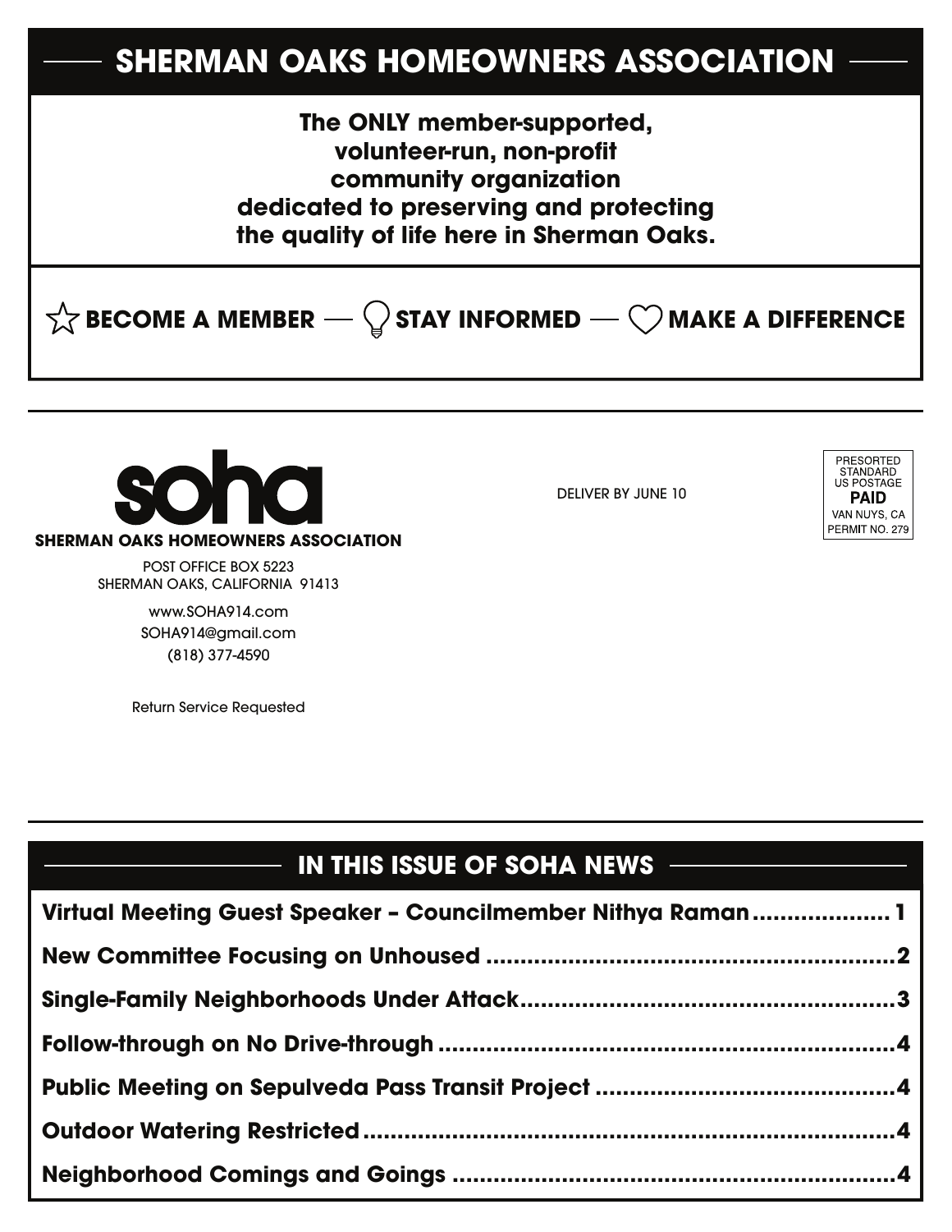# SHERMAN OAKS HOMEOWNERS ASSOCIATION

**The ONLY member-supported, volunteer-run, non-profit community organization dedicated to preserving and protecting the quality of life here in Sherman Oaks.**

**☆ BECOME A MEMBER — STAY INFORMED — ♡ MAKE A DIFFERENCE**

---

**soha**

**SHERMAN OAKS HOMEOWNERS ASSOCIATION**

POST OFFICE BOX 5223
SHERMAN OAKS, CALIFORNIA 91413

www.SOHA914.com
SOHA914@gmail.com
(818) 377-4590

Return Service Requested

DELIVER BY JUNE 10

PRESORTED
STANDARD
US POSTAGE
**PAID**
VAN NUYS, CA
PERMIT NO. 279

---

## IN THIS ISSUE OF SOHA NEWS

| | |
|---|---|
| **Virtual Meeting Guest Speaker – Councilmember Nithya Raman** | **1** |
| **New Committee Focusing on Unhoused** | **2** |
| **Single-Family Neighborhoods Under Attack** | **3** |
| **Follow-through on No Drive-through** | **4** |
| **Public Meeting on Sepulveda Pass Transit Project** | **4** |
| **Outdoor Watering Restricted** | **4** |
| **Neighborhood Comings and Goings** | **4** |